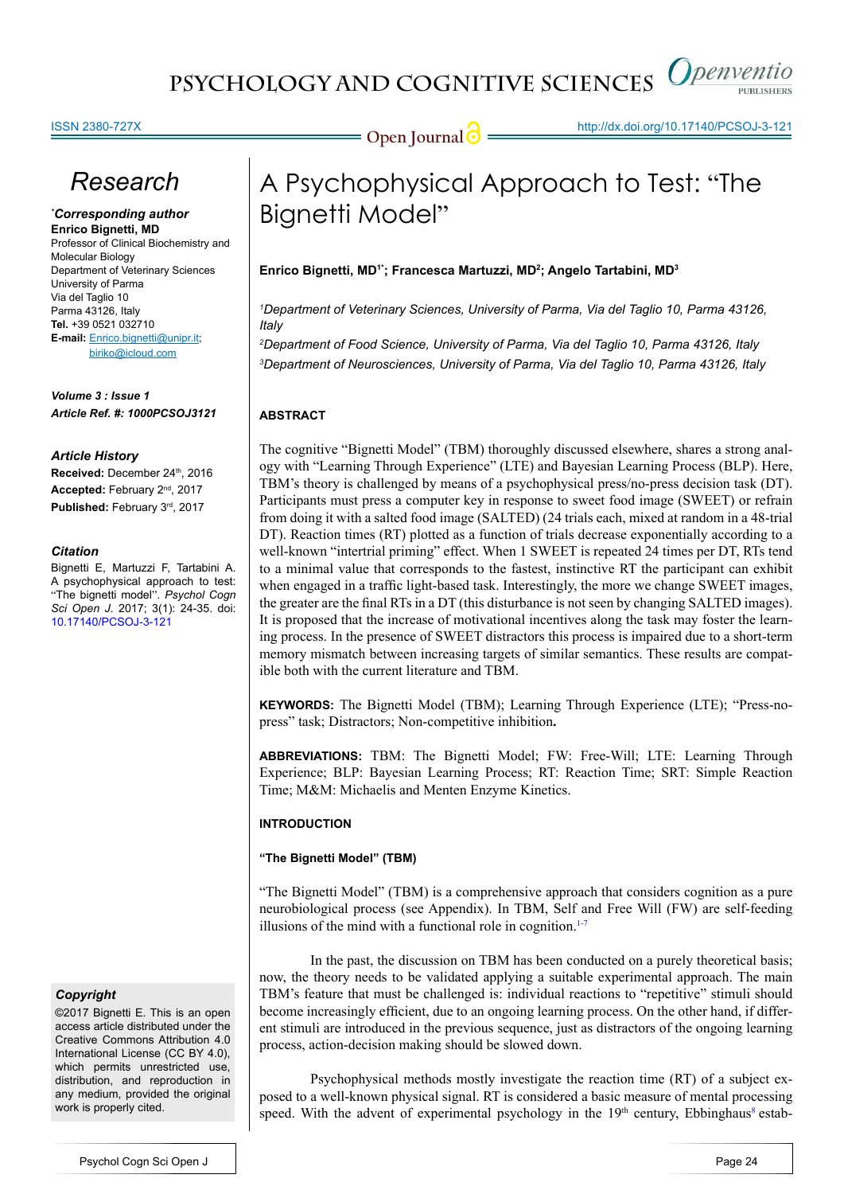# A Psychophysical Approach to Test: "The Bignetti Model"

**Enrico Bignetti, MD[1*]; Francesca Martuzzi, MD[2]; Angelo Tartabini, MD[3]**

*[1]Department of Veterinary Sciences, University of Parma, Via del Taglio 10, Parma 43126, Italy*

*[2]Department of Food Science, University of Parma, Via del Taglio 10, Parma 43126, Italy*

*[3]Department of Neurosciences, University of Parma, Via del Taglio 10, Parma 43126, Italy*

## Research

***Corresponding author**
**Enrico Bignetti, MD**
Professor of Clinical Biochemistry and Molecular Biology
Department of Veterinary Sciences
University of Parma
Via del Taglio 10
Parma 43126, Italy
**Tel.** +39 0521 032710
**E-mail:** Enrico.bignetti@unipr.it; biriko@icloud.com

***Volume 3 : Issue 1***
***Article Ref. #: 1000PCSOJ3121***

***Article History***
**Received:** December 24th, 2016
**Accepted:** February 2nd, 2017
**Published:** February 3rd, 2017

***Citation***
Bignetti E, Martuzzi F, Tartabini A. A psychophysical approach to test: "The bignetti model". *Psychol Cogn Sci Open J*. 2017; 3(1): 24-35. doi: 10.17140/PCSOJ-3-121

***Copyright***
©2017 Bignetti E. This is an open access article distributed under the Creative Commons Attribution 4.0 International License (CC BY 4.0), which permits unrestricted use, distribution, and reproduction in any medium, provided the original work is properly cited.

## ABSTRACT

The cognitive "Bignetti Model" (TBM) thoroughly discussed elsewhere, shares a strong analogy with "Learning Through Experience" (LTE) and Bayesian Learning Process (BLP). Here, TBM's theory is challenged by means of a psychophysical press/no-press decision task (DT). Participants must press a computer key in response to sweet food image (SWEET) or refrain from doing it with a salted food image (SALTED) (24 trials each, mixed at random in a 48-trial DT). Reaction times (RT) plotted as a function of trials decrease exponentially according to a well-known "intertrial priming" effect. When 1 SWEET is repeated 24 times per DT, RTs tend to a minimal value that corresponds to the fastest, instinctive RT the participant can exhibit when engaged in a traffic light-based task. Interestingly, the more we change SWEET images, the greater are the final RTs in a DT (this disturbance is not seen by changing SALTED images). It is proposed that the increase of motivational incentives along the task may foster the learning process. In the presence of SWEET distractors this process is impaired due to a short-term memory mismatch between increasing targets of similar semantics. These results are compatible both with the current literature and TBM.

**KEYWORDS:** The Bignetti Model (TBM); Learning Through Experience (LTE); "Press-no-press" task; Distractors; Non-competitive inhibition**.**

**ABBREVIATIONS:** TBM: The Bignetti Model; FW: Free-Will; LTE: Learning Through Experience; BLP: Bayesian Learning Process; RT: Reaction Time; SRT: Simple Reaction Time; M&M: Michaelis and Menten Enzyme Kinetics.

## INTRODUCTION

### "The Bignetti Model" (TBM)

"The Bignetti Model" (TBM) is a comprehensive approach that considers cognition as a pure neurobiological process (see Appendix). In TBM, Self and Free Will (FW) are self-feeding illusions of the mind with a functional role in cognition.[1-7]

In the past, the discussion on TBM has been conducted on a purely theoretical basis; now, the theory needs to be validated applying a suitable experimental approach. The main TBM's feature that must be challenged is: individual reactions to "repetitive" stimuli should become increasingly efficient, due to an ongoing learning process. On the other hand, if different stimuli are introduced in the previous sequence, just as distractors of the ongoing learning process, action-decision making should be slowed down.

Psychophysical methods mostly investigate the reaction time (RT) of a subject exposed to a well-known physical signal. RT is considered a basic measure of mental processing speed. With the advent of experimental psychology in the 19th century, Ebbinghaus[8] estab-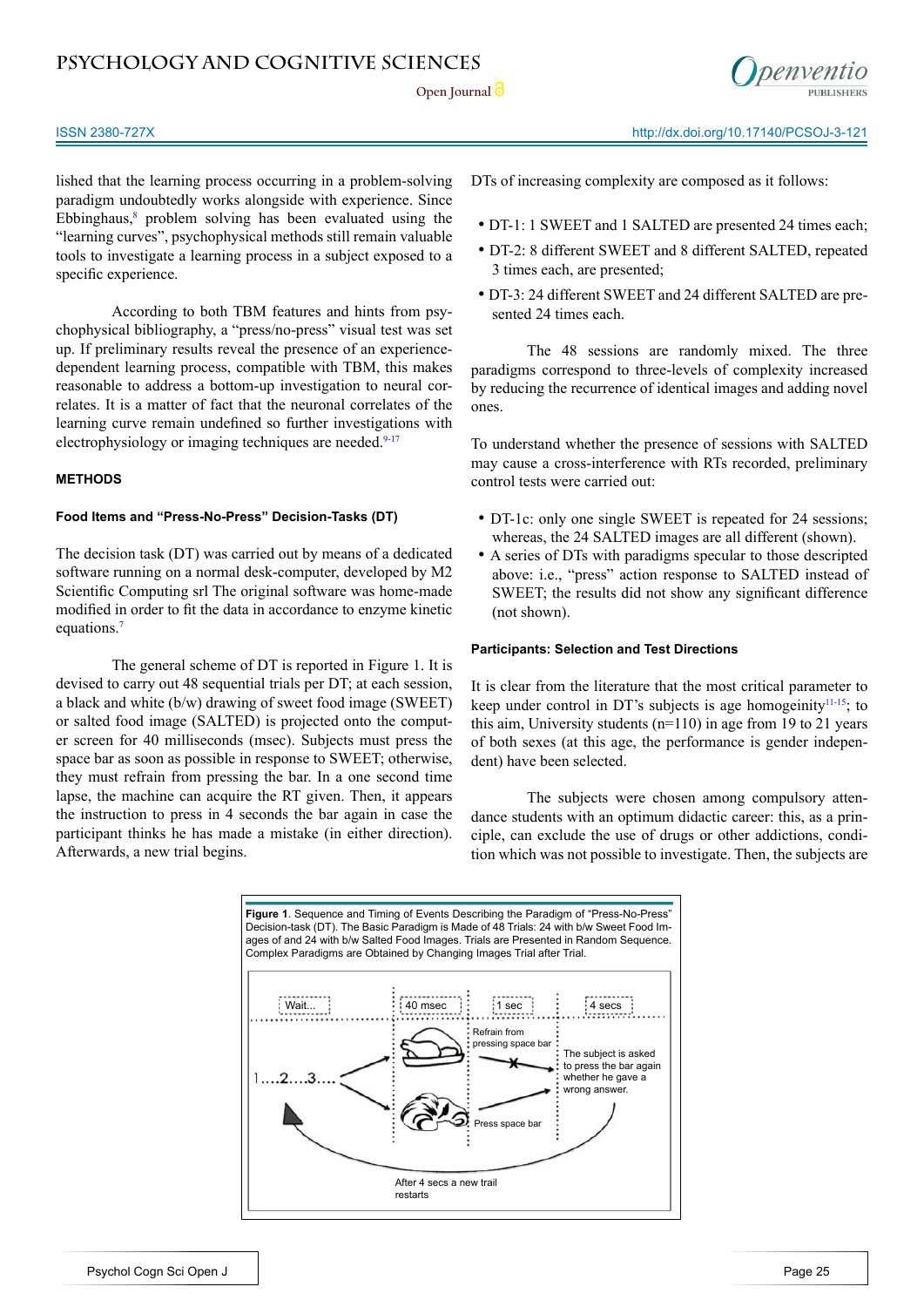lished that the learning process occurring in a problem-solving paradigm undoubtedly works alongside with experience. Since Ebbinghaus,[8] problem solving has been evaluated using the "learning curves", psychophysical methods still remain valuable tools to investigate a learning process in a subject exposed to a specific experience.

According to both TBM features and hints from psychophysical bibliography, a "press/no-press" visual test was set up. If preliminary results reveal the presence of an experience-dependent learning process, compatible with TBM, this makes reasonable to address a bottom-up investigation to neural correlates. It is a matter of fact that the neuronal correlates of the learning curve remain undefined so further investigations with electrophysiology or imaging techniques are needed.[9-17]

## METHODS

### Food Items and "Press-No-Press" Decision-Tasks (DT)

The decision task (DT) was carried out by means of a dedicated software running on a normal desk-computer, developed by M2 Scientific Computing srl The original software was home-made modified in order to fit the data in accordance to enzyme kinetic equations.[7]

The general scheme of DT is reported in Figure 1. It is devised to carry out 48 sequential trials per DT; at each session, a black and white (b/w) drawing of sweet food image (SWEET) or salted food image (SALTED) is projected onto the computer screen for 40 milliseconds (msec). Subjects must press the space bar as soon as possible in response to SWEET; otherwise, they must refrain from pressing the bar. In a one second time lapse, the machine can acquire the RT given. Then, it appears the instruction to press in 4 seconds the bar again in case the participant thinks he has made a mistake (in either direction). Afterwards, a new trial begins.

DTs of increasing complexity are composed as it follows:

- DT-1: 1 SWEET and 1 SALTED are presented 24 times each;
- DT-2: 8 different SWEET and 8 different SALTED, repeated 3 times each, are presented;
- DT-3: 24 different SWEET and 24 different SALTED are presented 24 times each.

The 48 sessions are randomly mixed. The three paradigms correspond to three-levels of complexity increased by reducing the recurrence of identical images and adding novel ones.

To understand whether the presence of sessions with SALTED may cause a cross-interference with RTs recorded, preliminary control tests were carried out:

- DT-1c: only one single SWEET is repeated for 24 sessions; whereas, the 24 SALTED images are all different (shown).
- A series of DTs with paradigms specular to those descripted above: i.e., "press" action response to SALTED instead of SWEET; the results did not show any significant difference (not shown).

### Participants: Selection and Test Directions

It is clear from the literature that the most critical parameter to keep under control in DT's subjects is age homogeinity[11-15]; to this aim, University students (n=110) in age from 19 to 21 years of both sexes (at this age, the performance is gender independent) have been selected.

The subjects were chosen among compulsory attendance students with an optimum didactic career: this, as a principle, can exclude the use of drugs or other addictions, condition which was not possible to investigate. Then, the subjects are

**Figure 1**. Sequence and Timing of Events Describing the Paradigm of "Press-No-Press" Decision-task (DT). The Basic Paradigm is Made of 48 Trials: 24 with b/w Sweet Food Images of and 24 with b/w Salted Food Images. Trials are Presented in Random Sequence. Complex Paradigms are Obtained by Changing Images Trial after Trial.

Wait... | 40 msec | 1 sec | 4 secs

1....2....3....

Refrain from pressing space bar

Press space bar

The subject is asked to press the bar again whether he gave a wrong answer.

After 4 secs a new trail restarts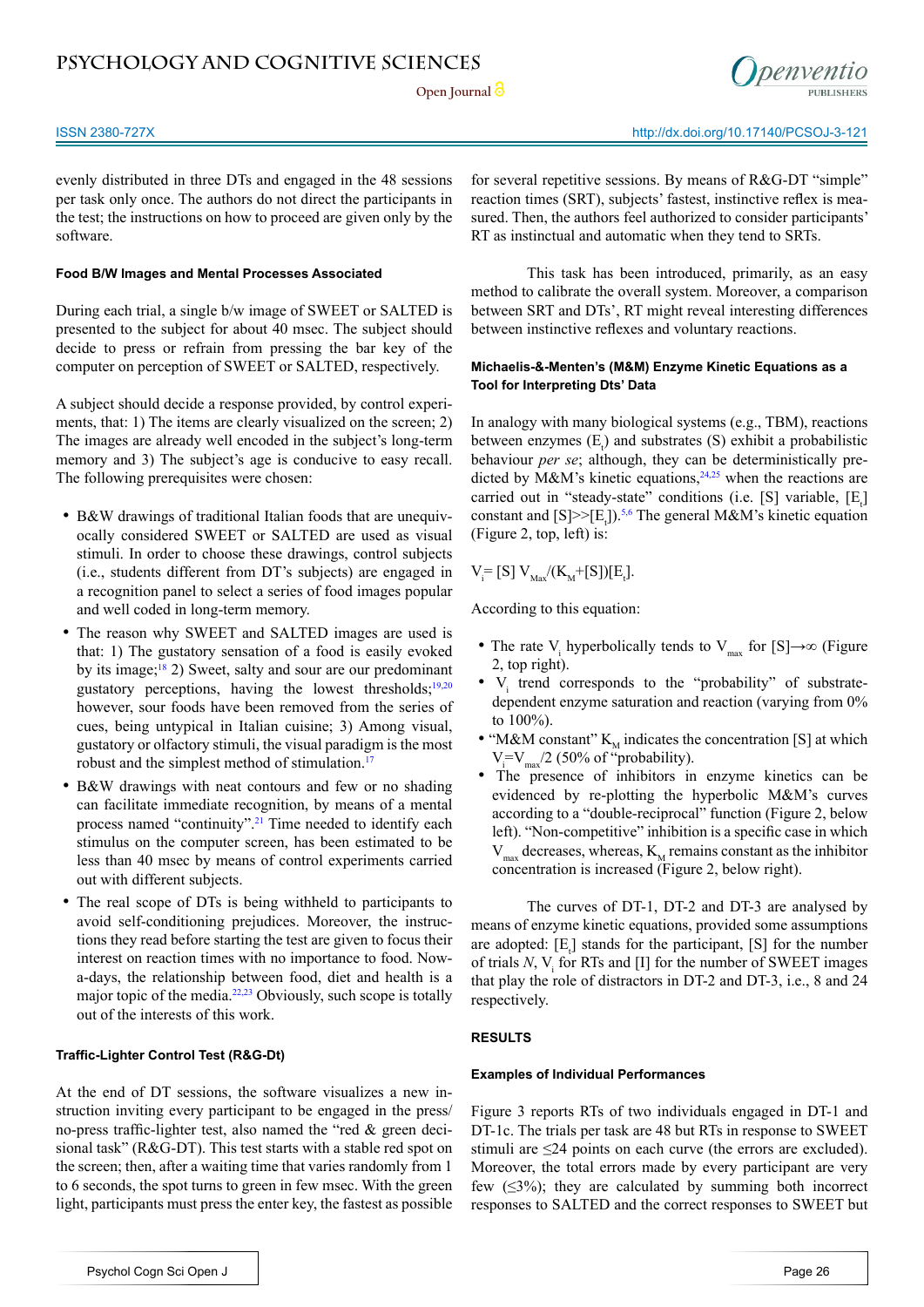evenly distributed in three DTs and engaged in the 48 sessions per task only once. The authors do not direct the participants in the test; the instructions on how to proceed are given only by the software.

#### Food B/W Images and Mental Processes Associated

During each trial, a single b/w image of SWEET or SALTED is presented to the subject for about 40 msec. The subject should decide to press or refrain from pressing the bar key of the computer on perception of SWEET or SALTED, respectively.

A subject should decide a response provided, by control experiments, that: 1) The items are clearly visualized on the screen; 2) The images are already well encoded in the subject's long-term memory and 3) The subject's age is conducive to easy recall. The following prerequisites were chosen:

- B&W drawings of traditional Italian foods that are unequivocally considered SWEET or SALTED are used as visual stimuli. In order to choose these drawings, control subjects (i.e., students different from DT's subjects) are engaged in a recognition panel to select a series of food images popular and well coded in long-term memory.
- The reason why SWEET and SALTED images are used is that: 1) The gustatory sensation of a food is easily evoked by its image;[18] 2) Sweet, salty and sour are our predominant gustatory perceptions, having the lowest thresholds;[19,20] however, sour foods have been removed from the series of cues, being untypical in Italian cuisine; 3) Among visual, gustatory or olfactory stimuli, the visual paradigm is the most robust and the simplest method of stimulation.[17]
- B&W drawings with neat contours and few or no shading can facilitate immediate recognition, by means of a mental process named "continuity".[21] Time needed to identify each stimulus on the computer screen, has been estimated to be less than 40 msec by means of control experiments carried out with different subjects.
- The real scope of DTs is being withheld to participants to avoid self-conditioning prejudices. Moreover, the instructions they read before starting the test are given to focus their interest on reaction times with no importance to food. Nowa-days, the relationship between food, diet and health is a major topic of the media.[22,23] Obviously, such scope is totally out of the interests of this work.

#### Traffic-Lighter Control Test (R&G-Dt)

At the end of DT sessions, the software visualizes a new instruction inviting every participant to be engaged in the press/no-press traffic-lighter test, also named the "red & green decisional task" (R&G-DT). This test starts with a stable red spot on the screen; then, after a waiting time that varies randomly from 1 to 6 seconds, the spot turns to green in few msec. With the green light, participants must press the enter key, the fastest as possible for several repetitive sessions. By means of R&G-DT "simple" reaction times (SRT), subjects' fastest, instinctive reflex is measured. Then, the authors feel authorized to consider participants' RT as instinctual and automatic when they tend to SRTs.

This task has been introduced, primarily, as an easy method to calibrate the overall system. Moreover, a comparison between SRT and DTs', RT might reveal interesting differences between instinctive reflexes and voluntary reactions.

#### Michaelis-&-Menten's (M&M) Enzyme Kinetic Equations as a Tool for Interpreting Dts' Data

In analogy with many biological systems (e.g., TBM), reactions between enzymes ($E_t$) and substrates (S) exhibit a probabilistic behaviour *per se*; although, they can be deterministically predicted by M&M's kinetic equations,[24,25] when the reactions are carried out in "steady-state" conditions (i.e. [S] variable, $[E_t]$ constant and $[S]>>[E_t]$).[5,6] The general M&M's kinetic equation (Figure 2, top, left) is:

$$V_i = [S]\, V_{Max}/(K_M+[S])[E_t].$$

According to this equation:

- The rate $V_i$ hyperbolically tends to $V_{max}$ for $[S]\rightarrow\infty$ (Figure 2, top right).
- $V_i$ trend corresponds to the "probability" of substrate-dependent enzyme saturation and reaction (varying from 0% to 100%).
- "M&M constant" $K_M$ indicates the concentration [S] at which $V_i=V_{max}/2$ (50% of "probability).
- The presence of inhibitors in enzyme kinetics can be evidenced by re-plotting the hyperbolic M&M's curves according to a "double-reciprocal" function (Figure 2, below left). "Non-competitive" inhibition is a specific case in which $V_{max}$ decreases, whereas, $K_M$ remains constant as the inhibitor concentration is increased (Figure 2, below right).

The curves of DT-1, DT-2 and DT-3 are analysed by means of enzyme kinetic equations, provided some assumptions are adopted: $[E_t]$ stands for the participant, [S] for the number of trials *N*, $V_i$ for RTs and [I] for the number of SWEET images that play the role of distractors in DT-2 and DT-3, i.e., 8 and 24 respectively.

## RESULTS

#### Examples of Individual Performances

Figure 3 reports RTs of two individuals engaged in DT-1 and DT-1c. The trials per task are 48 but RTs in response to SWEET stimuli are ≤24 points on each curve (the errors are excluded). Moreover, the total errors made by every participant are very few (≤3%); they are calculated by summing both incorrect responses to SALTED and the correct responses to SWEET but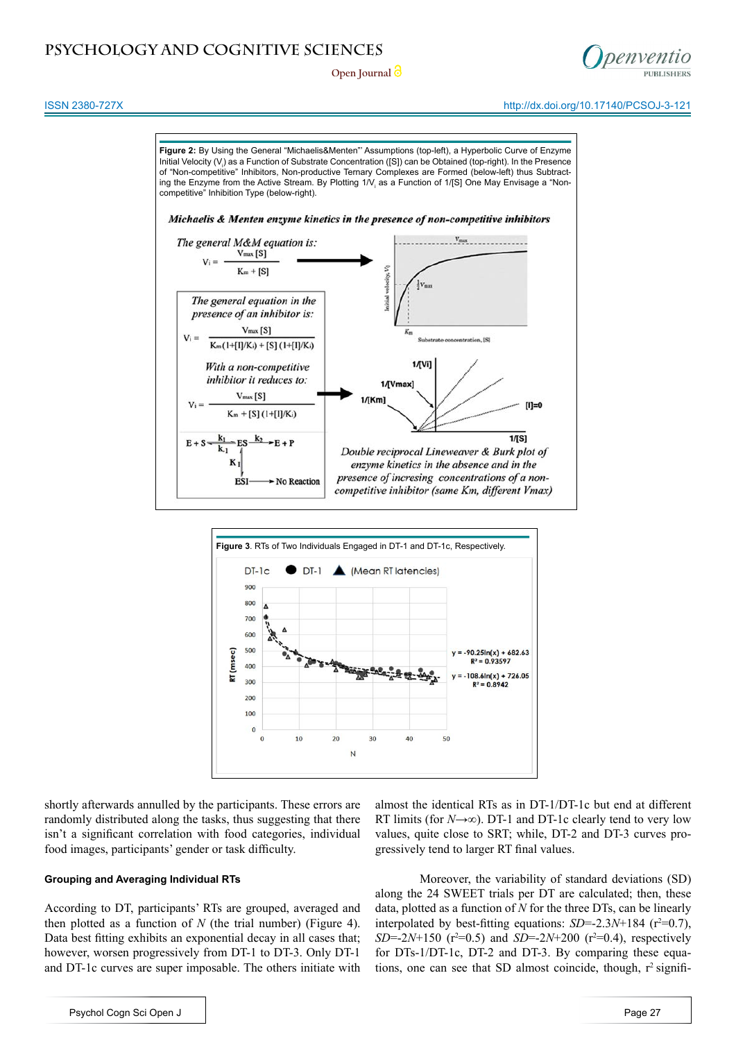**Figure 2:** By Using the General "Michaelis&Menten" Assumptions (top-left), a Hyperbolic Curve of Enzyme Initial Velocity ($V_i$) as a Function of Substrate Concentration ([S]) can be Obtained (top-right). In the Presence of "Non-competitive" Inhibitors, Non-productive Ternary Complexes are Formed (below-left) thus Subtracting the Enzyme from the Active Stream. By Plotting $1/V_i$ as a Function of 1/[S] One May Envisage a "Non-competitive" Inhibition Type (below-right).

***Michaelis & Menten enzyme kinetics in the presence of non-competitive inhibitors***

*The general M&M equation is:*

$$V_i = \frac{V_{max}[S]}{K_m + [S]}$$

*The general equation in the presence of an inhibitor is:*

$$V_i = \frac{V_{max}[S]}{K_m(1+[I]/K_i) + [S](1+[I]/K_i)}$$

*With a non-competitive inhibitor it reduces to:*

$$V_i = \frac{V_{max}[S]}{K_m + [S](1+[I]/K_i)}$$

$$E + S \underset{k_{-1}}{\overset{k_1}{\rightleftharpoons}} ES \overset{k_2}{\longrightarrow} E + P$$

$ES \overset{K_I}{\rightleftharpoons} ESI \longrightarrow$ No Reaction

*Double reciprocal Lineweaver & Burk plot of enzyme kinetics in the absence and in the presence of incresing concentrations of a non-competitive inhibitor (same Km, different Vmax)*

**Figure 3**. RTs of Two Individuals Engaged in DT-1 and DT-1c, Respectively.

shortly afterwards annulled by the participants. These errors are randomly distributed along the tasks, thus suggesting that there isn't a significant correlation with food categories, individual food images, participants' gender or task difficulty.

#### Grouping and Averaging Individual RTs

According to DT, participants' RTs are grouped, averaged and then plotted as a function of $N$ (the trial number) (Figure 4). Data best fitting exhibits an exponential decay in all cases that; however, worsen progressively from DT-1 to DT-3. Only DT-1 and DT-1c curves are super imposable. The others initiate with almost the identical RTs as in DT-1/DT-1c but end at different RT limits (for $N\rightarrow\infty$). DT-1 and DT-1c clearly tend to very low values, quite close to SRT; while, DT-2 and DT-3 curves progressively tend to larger RT final values.

Moreover, the variability of standard deviations (SD) along the 24 SWEET trials per DT are calculated; then, these data, plotted as a function of $N$ for the three DTs, can be linearly interpolated by best-fitting equations: $SD=-2.3N+184$ ($r^2=0.7$), $SD=-2N+150$ ($r^2=0.5$) and $SD=-2N+200$ ($r^2=0.4$), respectively for DTs-1/DT-1c, DT-2 and DT-3. By comparing these equations, one can see that SD almost coincide, though, $r^2$ signifi-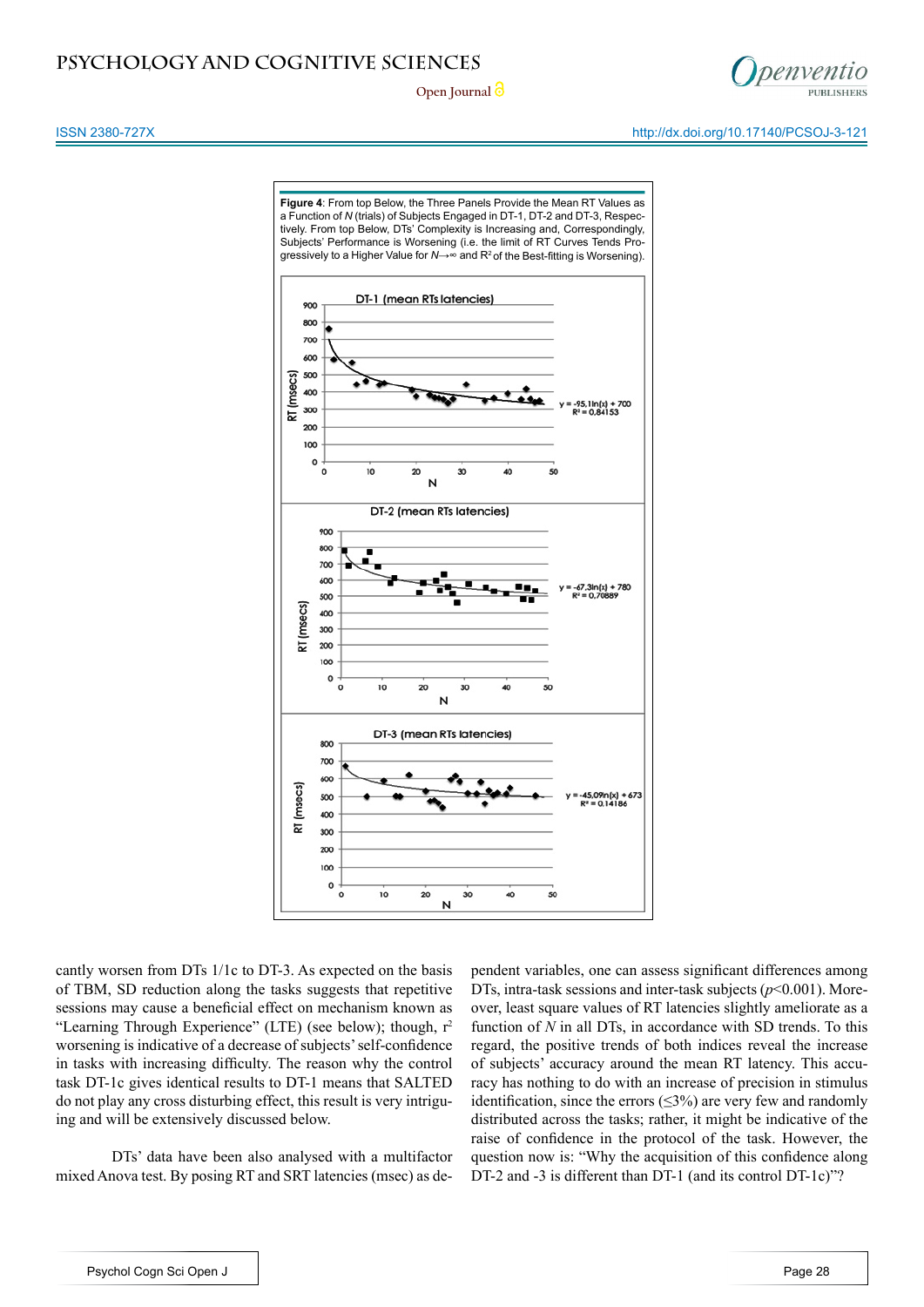**Figure 4**: From top Below, the Three Panels Provide the Mean RT Values as a Function of *N* (trials) of Subjects Engaged in DT-1, DT-2 and DT-3, Respectively. From top Below, DTs' Complexity is Increasing and, Correspondingly, Subjects' Performance is Worsening (i.e. the limit of RT Curves Tends Progressively to a Higher Value for $N \rightarrow \infty$ and $R^2$ of the Best-fitting is Worsening).

cantly worsen from DTs 1/1c to DT-3. As expected on the basis of TBM, SD reduction along the tasks suggests that repetitive sessions may cause a beneficial effect on mechanism known as "Learning Through Experience" (LTE) (see below); though, $r^2$ worsening is indicative of a decrease of subjects' self-confidence in tasks with increasing difficulty. The reason why the control task DT-1c gives identical results to DT-1 means that SALTED do not play any cross disturbing effect, this result is very intriguing and will be extensively discussed below.

DTs' data have been also analysed with a multifactor mixed Anova test. By posing RT and SRT latencies (msec) as dependent variables, one can assess significant differences among DTs, intra-task sessions and inter-task subjects ($p<0.001$). Moreover, least square values of RT latencies slightly ameliorate as a function of *N* in all DTs, in accordance with SD trends. To this regard, the positive trends of both indices reveal the increase of subjects' accuracy around the mean RT latency. This accuracy has nothing to do with an increase of precision in stimulus identification, since the errors (≤3%) are very few and randomly distributed across the tasks; rather, it might be indicative of the raise of confidence in the protocol of the task. However, the question now is: "Why the acquisition of this confidence along DT-2 and -3 is different than DT-1 (and its control DT-1c)"?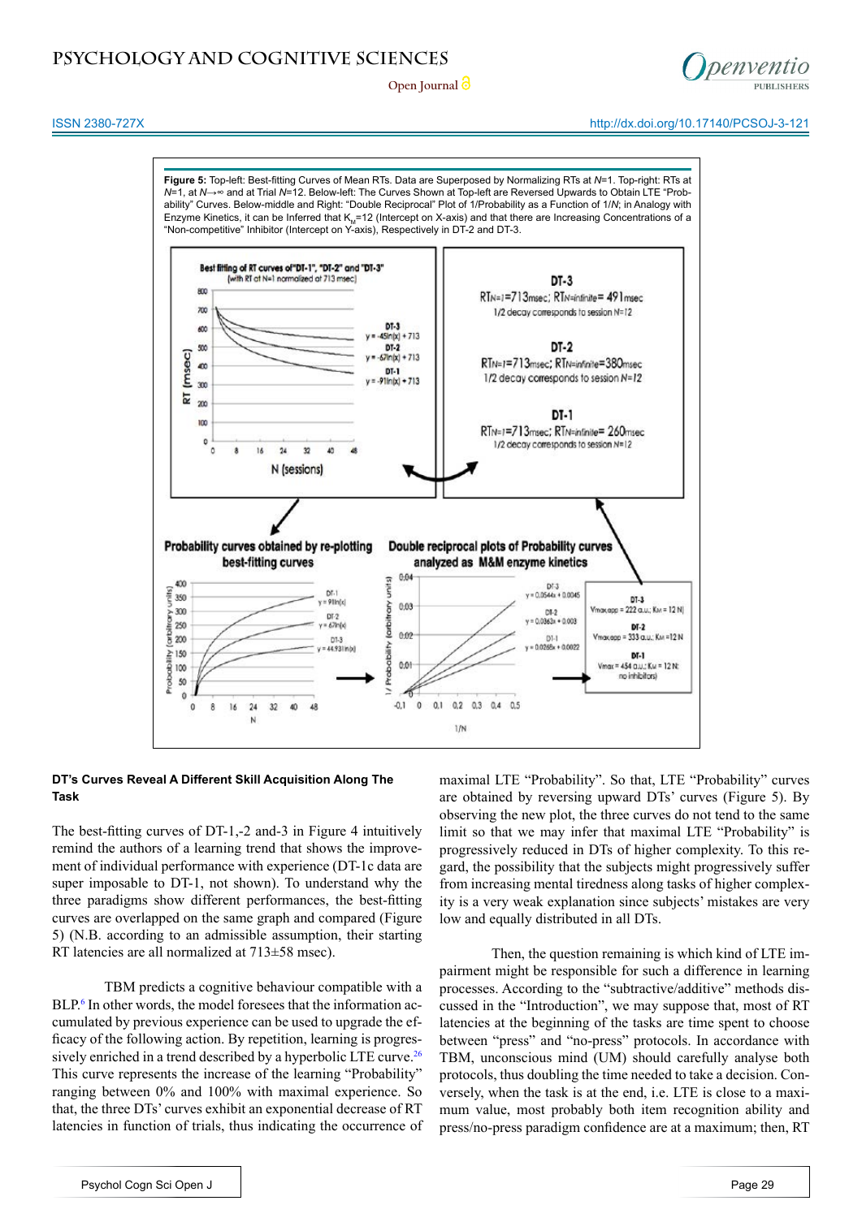**Figure 5:** Top-left: Best-fitting Curves of Mean RTs. Data are Superposed by Normalizing RTs at *N*=1. Top-right: RTs at *N*=1, at *N*→∞ and at Trial *N*=12. Below-left: The Curves Shown at Top-left are Reversed Upwards to Obtain LTE "Probability" Curves. Below-middle and Right: "Double Reciprocal" Plot of 1/Probability as a Function of 1/*N*; in Analogy with Enzyme Kinetics, it can be Inferred that $K_M$=12 (Intercept on X-axis) and that there are Increasing Concentrations of a "Non-competitive" Inhibitor (Intercept on Y-axis), Respectively in DT-2 and DT-3.

Best fitting of RT curves of "DT-1", "DT-2" and "DT-3" (with RT at N=1 normalized at 713 msec)

DT-3: $y = -45\ln(x) + 713$
DT-2: $y = -67\ln(x) + 713$
DT-1: $y = -91\ln(x) + 713$

**DT-3**
$RT_{N=1}$=713msec; $RT_{N=infinite}$= 491msec
1/2 decay corresponds to session N=12

**DT-2**
$RT_{N=1}$=713msec; $RT_{N=infinite}$=380msec
1/2 decay corresponds to session N=12

**DT-1**
$RT_{N=1}$=713msec; $RT_{N=infinite}$= 260msec
1/2 decay corresponds to session N=12

Probability curves obtained by re-plotting best-fitting curves

DT-1: $y = 91\ln(x)$
DT-2: $y = 67\ln(x)$
DT-3: $y = 44.931\ln(x)$

Double reciprocal plots of Probability curves analyzed as M&M enzyme kinetics

DT-3: $y = 0.0544x + 0.0045$
DT-2: $y = 0.0363x + 0.003$
DT-1: $y = 0.0265x + 0.0022$

DT-3: Vmax,app = 222 a.u.; $K_M$ = 12 N
DT-2: Vmax,app = 333 a.u.; $K_M$ = 12 N
DT-1: Vmax = 454 a.u.; $K_M$ = 12 N; no inhibitors

### DT's Curves Reveal A Different Skill Acquisition Along The Task

The best-fitting curves of DT-1,-2 and-3 in Figure 4 intuitively remind the authors of a learning trend that shows the improvement of individual performance with experience (DT-1c data are super imposable to DT-1, not shown). To understand why the three paradigms show different performances, the best-fitting curves are overlapped on the same graph and compared (Figure 5) (N.B. according to an admissible assumption, their starting RT latencies are all normalized at 713±58 msec).

TBM predicts a cognitive behaviour compatible with a BLP.[6] In other words, the model foresees that the information accumulated by previous experience can be used to upgrade the efficacy of the following action. By repetition, learning is progressively enriched in a trend described by a hyperbolic LTE curve.[26] This curve represents the increase of the learning "Probability" ranging between 0% and 100% with maximal experience. So that, the three DTs' curves exhibit an exponential decrease of RT latencies in function of trials, thus indicating the occurrence of maximal LTE "Probability". So that, LTE "Probability" curves are obtained by reversing upward DTs' curves (Figure 5). By observing the new plot, the three curves do not tend to the same limit so that we may infer that maximal LTE "Probability" is progressively reduced in DTs of higher complexity. To this regard, the possibility that the subjects might progressively suffer from increasing mental tiredness along tasks of higher complexity is a very weak explanation since subjects' mistakes are very low and equally distributed in all DTs.

Then, the question remaining is which kind of LTE impairment might be responsible for such a difference in learning processes. According to the "subtractive/additive" methods discussed in the "Introduction", we may suppose that, most of RT latencies at the beginning of the tasks are time spent to choose between "press" and "no-press" protocols. In accordance with TBM, unconscious mind (UM) should carefully analyse both protocols, thus doubling the time needed to take a decision. Conversely, when the task is at the end, i.e. LTE is close to a maximum value, most probably both item recognition ability and press/no-press paradigm confidence are at a maximum; then, RT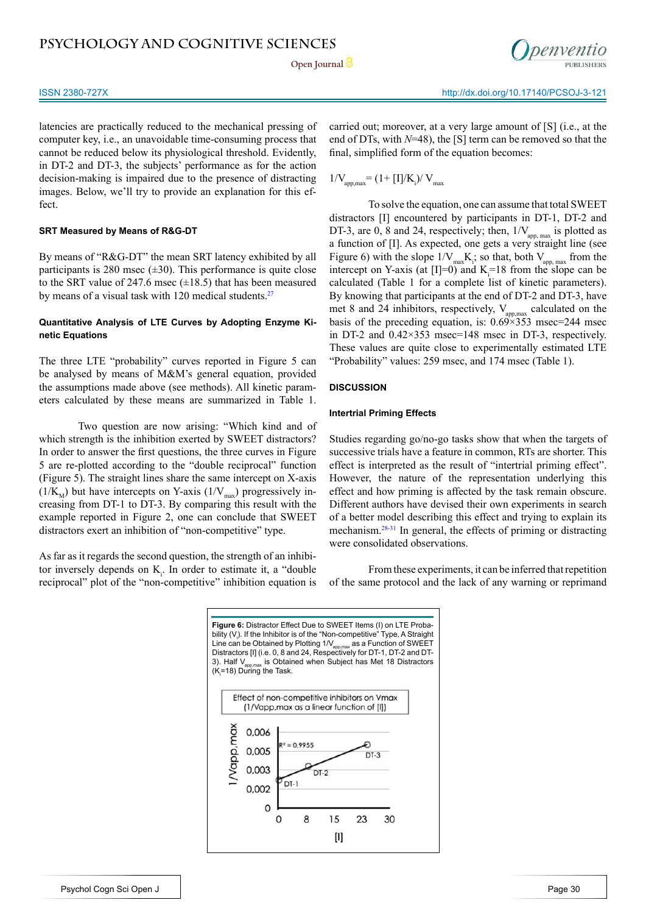latencies are practically reduced to the mechanical pressing of computer key, i.e., an unavoidable time-consuming process that cannot be reduced below its physiological threshold. Evidently, in DT-2 and DT-3, the subjects' performance as for the action decision-making is impaired due to the presence of distracting images. Below, we'll try to provide an explanation for this effect.

#### SRT Measured by Means of R&G-DT

By means of "R&G-DT" the mean SRT latency exhibited by all participants is 280 msec (±30). This performance is quite close to the SRT value of 247.6 msec (±18.5) that has been measured by means of a visual task with 120 medical students.[27]

#### Quantitative Analysis of LTE Curves by Adopting Enzyme Kinetic Equations

The three LTE "probability" curves reported in Figure 5 can be analysed by means of M&M's general equation, provided the assumptions made above (see methods). All kinetic parameters calculated by these means are summarized in Table 1.

Two question are now arising: "Which kind and of which strength is the inhibition exerted by SWEET distractors? In order to answer the first questions, the three curves in Figure 5 are re-plotted according to the "double reciprocal" function (Figure 5). The straight lines share the same intercept on X-axis ($1/K_M$) but have intercepts on Y-axis ($1/V_{max}$) progressively increasing from DT-1 to DT-3. By comparing this result with the example reported in Figure 2, one can conclude that SWEET distractors exert an inhibition of "non-competitive" type.

As far as it regards the second question, the strength of an inhibitor inversely depends on $K_i$. In order to estimate it, a "double reciprocal" plot of the "non-competitive" inhibition equation is carried out; moreover, at a very large amount of [S] (i.e., at the end of DTs, with $N$=48), the [S] term can be removed so that the final, simplified form of the equation becomes:

$$1/V_{app,max} = (1 + [I]/K_i)/\,V_{max}$$

To solve the equation, one can assume that total SWEET distractors [I] encountered by participants in DT-1, DT-2 and DT-3, are 0, 8 and 24, respectively; then, $1/V_{app,\,max}$ is plotted as a function of [I]. As expected, one gets a very straight line (see Figure 6) with the slope $1/V_{max}K_i$; so that, both $V_{app,\,max}$ from the intercept on Y-axis (at [I]=0) and $K_i$=18 from the slope can be calculated (Table 1 for a complete list of kinetic parameters). By knowing that participants at the end of DT-2 and DT-3, have met 8 and 24 inhibitors, respectively, $V_{app,max}$ calculated on the basis of the preceding equation, is: 0.69×353 msec=244 msec in DT-2 and 0.42×353 msec=148 msec in DT-3, respectively. These values are quite close to experimentally estimated LTE "Probability" values: 259 msec, and 174 msec (Table 1).

## DISCUSSION

#### Intertrial Priming Effects

Studies regarding go/no-go tasks show that when the targets of successive trials have a feature in common, RTs are shorter. This effect is interpreted as the result of "intertrial priming effect". However, the nature of the representation underlying this effect and how priming is affected by the task remain obscure. Different authors have devised their own experiments in search of a better model describing this effect and trying to explain its mechanism.[28-31] In general, the effects of priming or distracting were consolidated observations.

From these experiments, it can be inferred that repetition of the same protocol and the lack of any warning or reprimand

**Figure 6:** Distractor Effect Due to SWEET Items (I) on LTE Probability ($V_i$). If the Inhibitor is of the "Non-competitive" Type, A Straight Line can be Obtained by Plotting $1/V_{app,max}$ as a Function of SWEET Distractors [I] (i.e. 0, 8 and 24, Respectively for DT-1, DT-2 and DT-3). Half $V_{app,max}$ is Obtained when Subject has Met 18 Distractors ($K_i$=18) During the Task.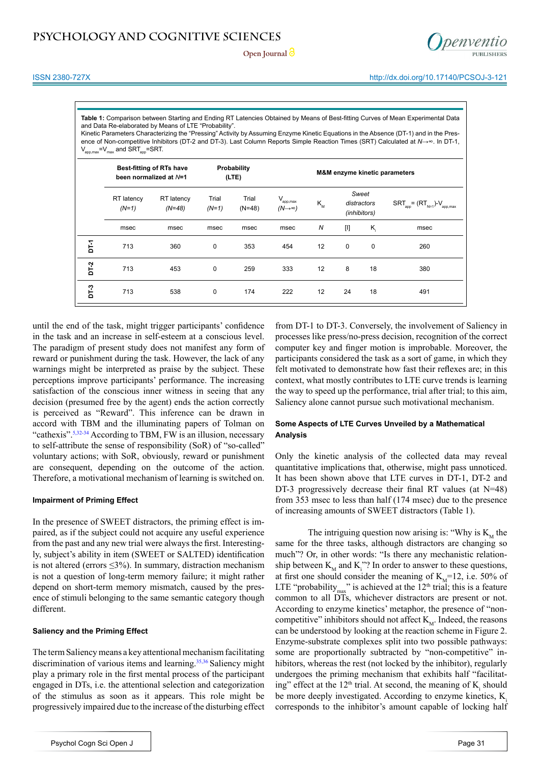**Table 1:** Comparison between Starting and Ending RT Latencies Obtained by Means of Best-fitting Curves of Mean Experimental Data and Data Re-elaborated by Means of LTE "Probability".
Kinetic Parameters Characterizing the "Pressing" Activity by Assuming Enzyme Kinetic Equations in the Absence (DT-1) and in the Presence of Non-competitive Inhibitors (DT-2 and DT-3). Last Column Reports Simple Reaction Times (SRT) Calculated at $N \rightarrow \infty$. In DT-1, $V_{app,max}=V_{max}$ and $SRT_{app}$=SRT.

| | Best-fitting of RTs have been normalized at *N*=1 | | Probability (LTE) | | M&M enzyme kinetic parameters | | | | |
|---|---|---|---|---|---|---|---|---|---|
| | RT latency (*N*=1) | RT latency (*N*=48) | Trial (*N*=1) | Trial (N=48) | $V_{app,max}$ ($N \rightarrow \infty$) | $K_M$ | *Sweet distractors (inhibitors)* | | $SRT_{app} = (RT_{N=1})-V_{app,max}$ |
| | msec | msec | msec | msec | msec | *N* | [I] | $K_i$ | msec |
| DT-1 | 713 | 360 | 0 | 353 | 454 | 12 | 0 | 0 | 260 |
| DT-2 | 713 | 453 | 0 | 259 | 333 | 12 | 8 | 18 | 380 |
| DT-3 | 713 | 538 | 0 | 174 | 222 | 12 | 24 | 18 | 491 |

until the end of the task, might trigger participants' confidence in the task and an increase in self-esteem at a conscious level. The paradigm of present study does not manifest any form of reward or punishment during the task. However, the lack of any warnings might be interpreted as praise by the subject. These perceptions improve participants' performance. The increasing satisfaction of the conscious inner witness in seeing that any decision (presumed free by the agent) ends the action correctly is perceived as "Reward". This inference can be drawn in accord with TBM and the illuminating papers of Tolman on "cathexis".[5,32-34] According to TBM, FW is an illusion, necessary to self-attribute the sense of responsibility (SoR) of "so-called" voluntary actions; with SoR, obviously, reward or punishment are consequent, depending on the outcome of the action. Therefore, a motivational mechanism of learning is switched on.

#### Impairment of Priming Effect

In the presence of SWEET distractors, the priming effect is impaired, as if the subject could not acquire any useful experience from the past and any new trial were always the first. Interestingly, subject's ability in item (SWEET or SALTED) identification is not altered (errors ≤3%). In summary, distraction mechanism is not a question of long-term memory failure; it might rather depend on short-term memory mismatch, caused by the presence of stimuli belonging to the same semantic category though different.

#### Saliency and the Priming Effect

The term Saliency means a key attentional mechanism facilitating discrimination of various items and learning.[35,36] Saliency might play a primary role in the first mental process of the participant engaged in DTs, i.e. the attentional selection and categorization of the stimulus as soon as it appears. This role might be progressively impaired due to the increase of the disturbing effect from DT-1 to DT-3. Conversely, the involvement of Saliency in processes like press/no-press decision, recognition of the correct computer key and finger motion is improbable. Moreover, the participants considered the task as a sort of game, in which they felt motivated to demonstrate how fast their reflexes are; in this context, what mostly contributes to LTE curve trends is learning the way to speed up the performance, trial after trial; to this aim, Saliency alone cannot pursue such motivational mechanism.

#### Some Aspects of LTE Curves Unveiled by a Mathematical Analysis

Only the kinetic analysis of the collected data may reveal quantitative implications that, otherwise, might pass unnoticed. It has been shown above that LTE curves in DT-1, DT-2 and DT-3 progressively decrease their final RT values (at N=48) from 353 msec to less than half (174 msec) due to the presence of increasing amounts of SWEET distractors (Table 1).

The intriguing question now arising is: "Why is $K_M$ the same for the three tasks, although distractors are changing so much"? Or, in other words: "Is there any mechanistic relationship between $K_M$ and $K_i$"? In order to answer to these questions, at first one should consider the meaning of $K_M$=12, i.e. 50% of LTE "$\text{probability}_{max}$" is achieved at the 12th trial; this is a feature common to all DTs, whichever distractors are present or not. According to enzyme kinetics' metaphor, the presence of "non-competitive" inhibitors should not affect $K_M$. Indeed, the reasons can be understood by looking at the reaction scheme in Figure 2. Enzyme-substrate complexes split into two possible pathways: some are proportionally subtracted by "non-competitive" inhibitors, whereas the rest (not locked by the inhibitor), regularly undergoes the priming mechanism that exhibits half "facilitating" effect at the 12th trial. At second, the meaning of $K_i$ should be more deeply investigated. According to enzyme kinetics, $K_i$ corresponds to the inhibitor's amount capable of locking half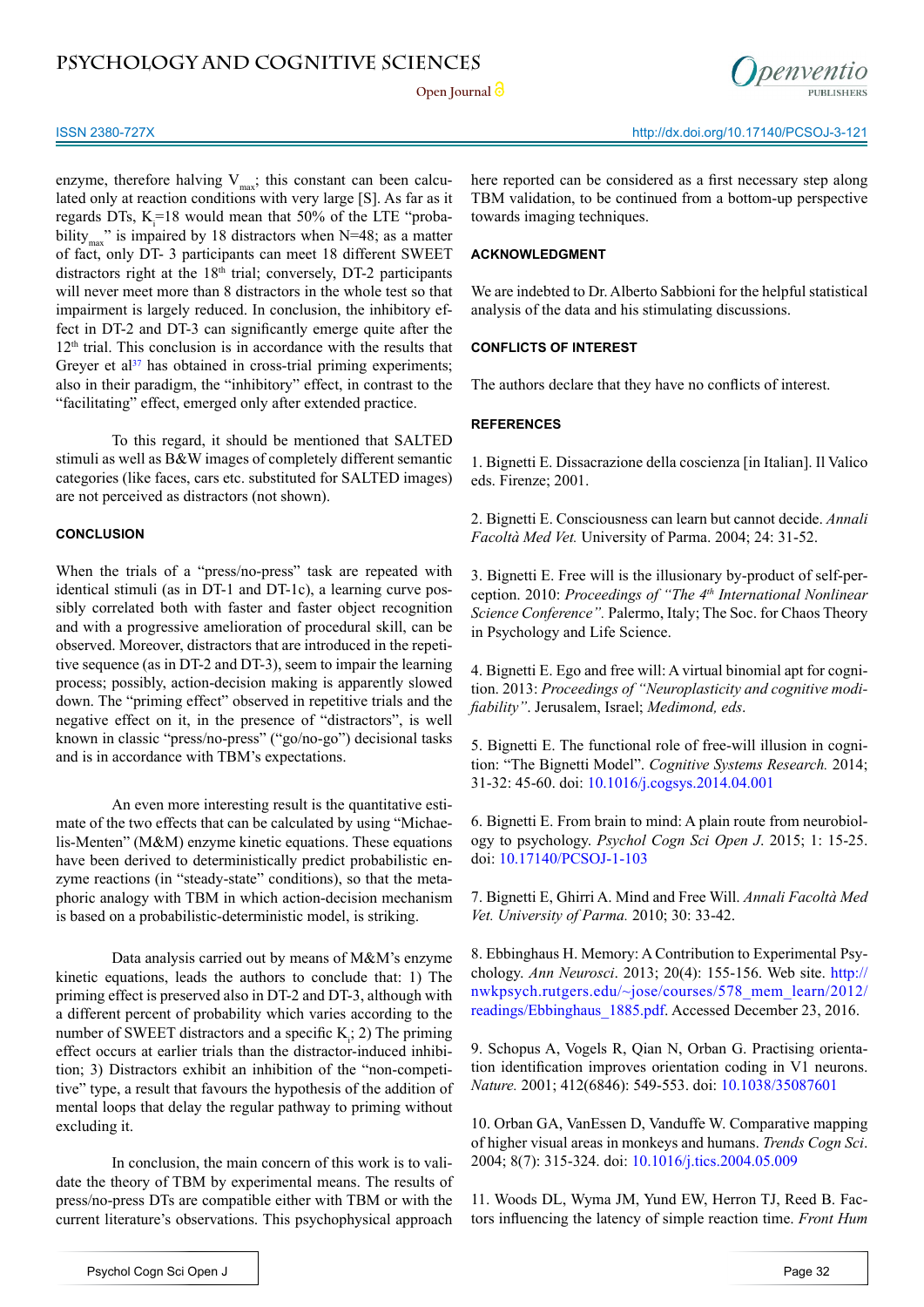enzyme, therefore halving $V_{max}$; this constant can been calculated only at reaction conditions with very large [S]. As far as it regards DTs, $K_i$=18 would mean that 50% of the LTE "probability$_{max}$" is impaired by 18 distractors when N=48; as a matter of fact, only DT- 3 participants can meet 18 different SWEET distractors right at the 18th trial; conversely, DT-2 participants will never meet more than 8 distractors in the whole test so that impairment is largely reduced. In conclusion, the inhibitory effect in DT-2 and DT-3 can significantly emerge quite after the 12th trial. This conclusion is in accordance with the results that Greyer et al[37] has obtained in cross-trial priming experiments; also in their paradigm, the "inhibitory" effect, in contrast to the "facilitating" effect, emerged only after extended practice.

To this regard, it should be mentioned that SALTED stimuli as well as B&W images of completely different semantic categories (like faces, cars etc. substituted for SALTED images) are not perceived as distractors (not shown).

## CONCLUSION

When the trials of a "press/no-press" task are repeated with identical stimuli (as in DT-1 and DT-1c), a learning curve possibly correlated both with faster and faster object recognition and with a progressive amelioration of procedural skill, can be observed. Moreover, distractors that are introduced in the repetitive sequence (as in DT-2 and DT-3), seem to impair the learning process; possibly, action-decision making is apparently slowed down. The "priming effect" observed in repetitive trials and the negative effect on it, in the presence of "distractors", is well known in classic "press/no-press" ("go/no-go") decisional tasks and is in accordance with TBM's expectations.

An even more interesting result is the quantitative estimate of the two effects that can be calculated by using "Michaelis-Menten" (M&M) enzyme kinetic equations. These equations have been derived to deterministically predict probabilistic enzyme reactions (in "steady-state" conditions), so that the metaphoric analogy with TBM in which action-decision mechanism is based on a probabilistic-deterministic model, is striking.

Data analysis carried out by means of M&M's enzyme kinetic equations, leads the authors to conclude that: 1) The priming effect is preserved also in DT-2 and DT-3, although with a different percent of probability which varies according to the number of SWEET distractors and a specific $K_i$; 2) The priming effect occurs at earlier trials than the distractor-induced inhibition; 3) Distractors exhibit an inhibition of the "non-competitive" type, a result that favours the hypothesis of the addition of mental loops that delay the regular pathway to priming without excluding it.

In conclusion, the main concern of this work is to validate the theory of TBM by experimental means. The results of press/no-press DTs are compatible either with TBM or with the current literature's observations. This psychophysical approach here reported can be considered as a first necessary step along TBM validation, to be continued from a bottom-up perspective towards imaging techniques.

## ACKNOWLEDGMENT

We are indebted to Dr. Alberto Sabbioni for the helpful statistical analysis of the data and his stimulating discussions.

## CONFLICTS OF INTEREST

The authors declare that they have no conflicts of interest.

## REFERENCES

1. Bignetti E. Dissacrazione della coscienza [in Italian]. Il Valico eds. Firenze; 2001.

2. Bignetti E. Consciousness can learn but cannot decide. *Annali Facoltà Med Vet.* University of Parma. 2004; 24: 31-52.

3. Bignetti E. Free will is the illusionary by-product of self-perception. 2010: *Proceedings of "The 4th International Nonlinear Science Conference".* Palermo, Italy; The Soc. for Chaos Theory in Psychology and Life Science.

4. Bignetti E. Ego and free will: A virtual binomial apt for cognition. 2013: *Proceedings of "Neuroplasticity and cognitive modifiability".* Jerusalem, Israel; *Medimond, eds*.

5. Bignetti E. The functional role of free-will illusion in cognition: "The Bignetti Model". *Cognitive Systems Research.* 2014; 31-32: 45-60. doi: 10.1016/j.cogsys.2014.04.001

6. Bignetti E. From brain to mind: A plain route from neurobiology to psychology. *Psychol Cogn Sci Open J*. 2015; 1: 15-25. doi: 10.17140/PCSOJ-1-103

7. Bignetti E, Ghirri A. Mind and Free Will. *Annali Facoltà Med Vet. University of Parma.* 2010; 30: 33-42.

8. Ebbinghaus H. Memory: A Contribution to Experimental Psychology. *Ann Neurosci*. 2013; 20(4): 155-156. Web site. http://nwkpsych.rutgers.edu/~jose/courses/578_mem_learn/2012/readings/Ebbinghaus_1885.pdf. Accessed December 23, 2016.

9. Schopus A, Vogels R, Qian N, Orban G. Practising orientation identification improves orientation coding in V1 neurons. *Nature.* 2001; 412(6846): 549-553. doi: 10.1038/35087601

10. Orban GA, VanEssen D, Vanduffe W. Comparative mapping of higher visual areas in monkeys and humans. *Trends Cogn Sci*. 2004; 8(7): 315-324. doi: 10.1016/j.tics.2004.05.009

11. Woods DL, Wyma JM, Yund EW, Herron TJ, Reed B. Factors influencing the latency of simple reaction time. *Front Hum*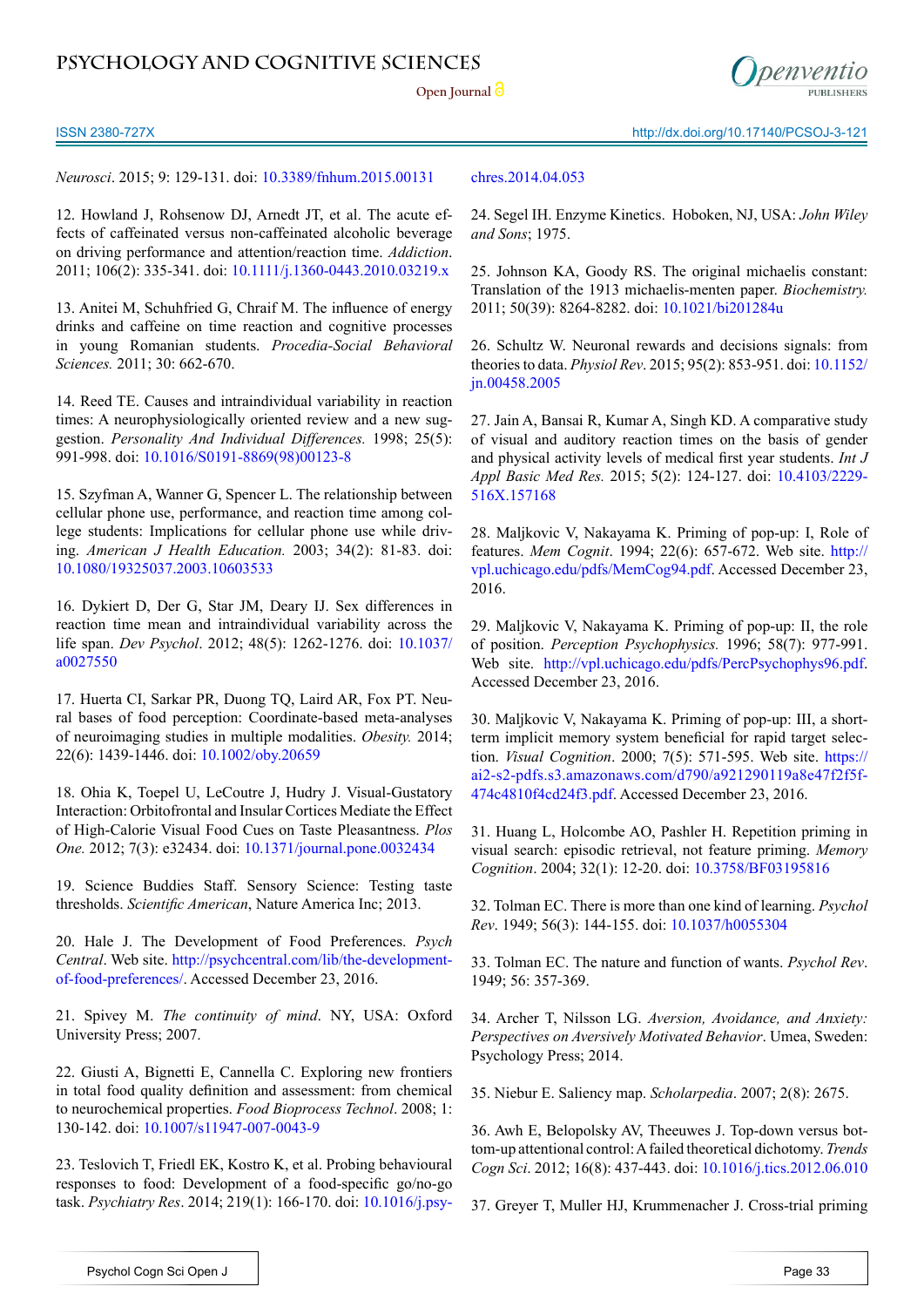*Neurosci*. 2015; 9: 129-131. doi: 10.3389/fnhum.2015.00131

12. Howland J, Rohsenow DJ, Arnedt JT, et al. The acute effects of caffeinated versus non-caffeinated alcoholic beverage on driving performance and attention/reaction time. *Addiction*. 2011; 106(2): 335-341. doi: 10.1111/j.1360-0443.2010.03219.x

13. Anitei M, Schuhfried G, Chraif M. The influence of energy drinks and caffeine on time reaction and cognitive processes in young Romanian students. *Procedia-Social Behavioral Sciences.* 2011; 30: 662-670.

14. Reed TE. Causes and intraindividual variability in reaction times: A neurophysiologically oriented review and a new suggestion. *Personality And Individual Differences.* 1998; 25(5): 991-998. doi: 10.1016/S0191-8869(98)00123-8

15. Szyfman A, Wanner G, Spencer L. The relationship between cellular phone use, performance, and reaction time among college students: Implications for cellular phone use while driving. *American J Health Education.* 2003; 34(2): 81-83. doi: 10.1080/19325037.2003.10603533

16. Dykiert D, Der G, Star JM, Deary IJ. Sex differences in reaction time mean and intraindividual variability across the life span. *Dev Psychol*. 2012; 48(5): 1262-1276. doi: 10.1037/a0027550

17. Huerta CI, Sarkar PR, Duong TQ, Laird AR, Fox PT. Neural bases of food perception: Coordinate-based meta-analyses of neuroimaging studies in multiple modalities. *Obesity.* 2014; 22(6): 1439-1446. doi: 10.1002/oby.20659

18. Ohia K, Toepel U, LeCoutre J, Hudry J. Visual-Gustatory Interaction: Orbitofrontal and Insular Cortices Mediate the Effect of High-Calorie Visual Food Cues on Taste Pleasantness. *Plos One.* 2012; 7(3): e32434. doi: 10.1371/journal.pone.0032434

19. Science Buddies Staff. Sensory Science: Testing taste thresholds. *Scientific American*, Nature America Inc; 2013.

20. Hale J. The Development of Food Preferences. *Psych Central*. Web site. http://psychcentral.com/lib/the-development-of-food-preferences/. Accessed December 23, 2016.

21. Spivey M. *The continuity of mind*. NY, USA: Oxford University Press; 2007.

22. Giusti A, Bignetti E, Cannella C. Exploring new frontiers in total food quality definition and assessment: from chemical to neurochemical properties. *Food Bioprocess Technol*. 2008; 1: 130-142. doi: 10.1007/s11947-007-0043-9

23. Teslovich T, Friedl EK, Kostro K, et al. Probing behavioural responses to food: Development of a food-specific go/no-go task. *Psychiatry Res*. 2014; 219(1): 166-170. doi: 10.1016/j.psychres.2014.04.053

24. Segel IH. Enzyme Kinetics. Hoboken, NJ, USA: *John Wiley and Sons*; 1975.

25. Johnson KA, Goody RS. The original michaelis constant: Translation of the 1913 michaelis-menten paper. *Biochemistry.* 2011; 50(39): 8264-8282. doi: 10.1021/bi201284u

26. Schultz W. Neuronal rewards and decisions signals: from theories to data. *Physiol Rev*. 2015; 95(2): 853-951. doi: 10.1152/jn.00458.2005

27. Jain A, Bansai R, Kumar A, Singh KD. A comparative study of visual and auditory reaction times on the basis of gender and physical activity levels of medical first year students. *Int J Appl Basic Med Res.* 2015; 5(2): 124-127. doi: 10.4103/2229-516X.157168

28. Maljkovic V, Nakayama K. Priming of pop-up: I, Role of features. *Mem Cognit*. 1994; 22(6): 657-672. Web site. http://vpl.uchicago.edu/pdfs/MemCog94.pdf. Accessed December 23, 2016.

29. Maljkovic V, Nakayama K. Priming of pop-up: II, the role of position. *Perception Psychophysics.* 1996; 58(7): 977-991. Web site. http://vpl.uchicago.edu/pdfs/PercPsychophys96.pdf. Accessed December 23, 2016.

30. Maljkovic V, Nakayama K. Priming of pop-up: III, a short-term implicit memory system beneficial for rapid target selection. *Visual Cognition*. 2000; 7(5): 571-595. Web site. https://ai2-s2-pdfs.s3.amazonaws.com/d790/a921290119a8e47f2f5f474c4810f4cd24f3.pdf. Accessed December 23, 2016.

31. Huang L, Holcombe AO, Pashler H. Repetition priming in visual search: episodic retrieval, not feature priming. *Memory Cognition*. 2004; 32(1): 12-20. doi: 10.3758/BF03195816

32. Tolman EC. There is more than one kind of learning. *Psychol Rev*. 1949; 56(3): 144-155. doi: 10.1037/h0055304

33. Tolman EC. The nature and function of wants. *Psychol Rev*. 1949; 56: 357-369.

34. Archer T, Nilsson LG. *Aversion, Avoidance, and Anxiety: Perspectives on Aversively Motivated Behavior*. Umea, Sweden: Psychology Press; 2014.

35. Niebur E. Saliency map. *Scholarpedia*. 2007; 2(8): 2675.

36. Awh E, Belopolsky AV, Theeuwes J. Top-down versus bottom-up attentional control: A failed theoretical dichotomy. *Trends Cogn Sci*. 2012; 16(8): 437-443. doi: 10.1016/j.tics.2012.06.010

37. Greyer T, Muller HJ, Krummenacher J. Cross-trial priming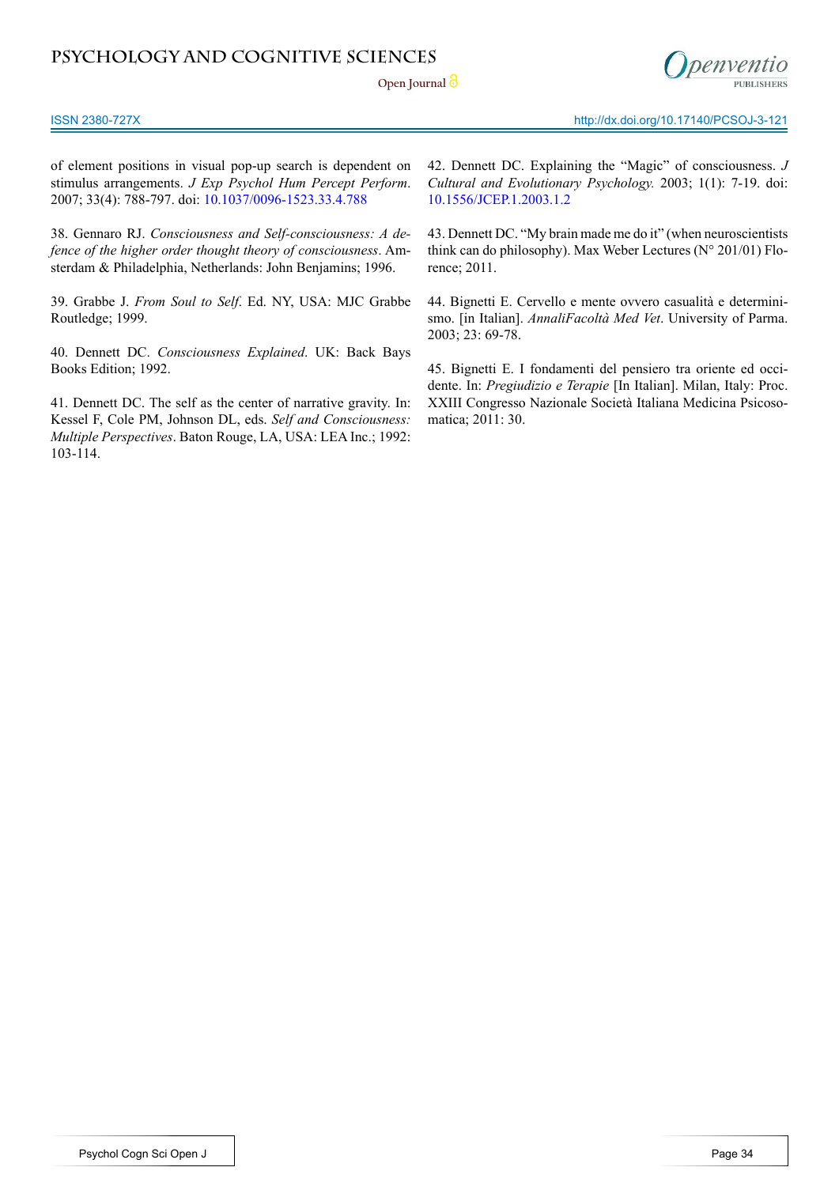of element positions in visual pop-up search is dependent on stimulus arrangements. *J Exp Psychol Hum Percept Perform*. 2007; 33(4): 788-797. doi: 10.1037/0096-1523.33.4.788

38. Gennaro RJ. *Consciousness and Self-consciousness: A defence of the higher order thought theory of consciousness*. Amsterdam & Philadelphia, Netherlands: John Benjamins; 1996.

39. Grabbe J. *From Soul to Self*. Ed. NY, USA: MJC Grabbe Routledge; 1999.

40. Dennett DC. *Consciousness Explained*. UK: Back Bays Books Edition; 1992.

41. Dennett DC. The self as the center of narrative gravity. In: Kessel F, Cole PM, Johnson DL, eds. *Self and Consciousness: Multiple Perspectives*. Baton Rouge, LA, USA: LEA Inc.; 1992: 103-114.

42. Dennett DC. Explaining the "Magic" of consciousness. *J Cultural and Evolutionary Psychology.* 2003; 1(1): 7-19. doi: 10.1556/JCEP.1.2003.1.2

43. Dennett DC. "My brain made me do it" (when neuroscientists think can do philosophy). Max Weber Lectures (N° 201/01) Florence; 2011.

44. Bignetti E. Cervello e mente ovvero casualità e determinismo. [in Italian]. *AnnaliFacoltà Med Vet*. University of Parma. 2003; 23: 69-78.

45. Bignetti E. I fondamenti del pensiero tra oriente ed occidente. In: *Pregiudizio e Terapie* [In Italian]. Milan, Italy: Proc. XXIII Congresso Nazionale Società Italiana Medicina Psicosomatica; 2011: 30.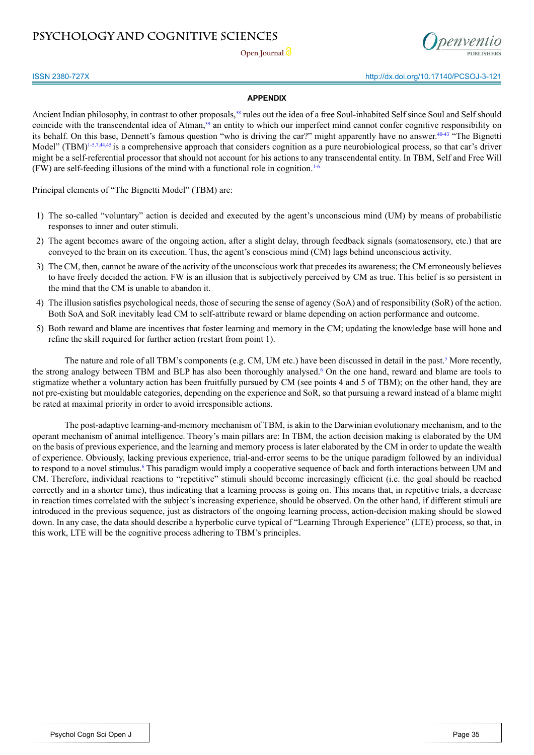## APPENDIX

Ancient Indian philosophy, in contrast to other proposals,[38] rules out the idea of a free Soul-inhabited Self since Soul and Self should coincide with the transcendental idea of Atman,[39] an entity to which our imperfect mind cannot confer cognitive responsibility on its behalf. On this base, Dennett's famous question "who is driving the car?" might apparently have no answer.[40-43] "The Bignetti Model" (TBM)[1-5,7,44,45] is a comprehensive approach that considers cognition as a pure neurobiological process, so that car's driver might be a self-referential processor that should not account for his actions to any transcendental entity. In TBM, Self and Free Will (FW) are self-feeding illusions of the mind with a functional role in cognition.[1-6]

Principal elements of "The Bignetti Model" (TBM) are:

1) The so-called "voluntary" action is decided and executed by the agent's unconscious mind (UM) by means of probabilistic responses to inner and outer stimuli.
2) The agent becomes aware of the ongoing action, after a slight delay, through feedback signals (somatosensory, etc.) that are conveyed to the brain on its execution. Thus, the agent's conscious mind (CM) lags behind unconscious activity.
3) The CM, then, cannot be aware of the activity of the unconscious work that precedes its awareness; the CM erroneously believes to have freely decided the action. FW is an illusion that is subjectively perceived by CM as true. This belief is so persistent in the mind that the CM is unable to abandon it.
4) The illusion satisfies psychological needs, those of securing the sense of agency (SoA) and of responsibility (SoR) of the action. Both SoA and SoR inevitably lead CM to self-attribute reward or blame depending on action performance and outcome.
5) Both reward and blame are incentives that foster learning and memory in the CM; updating the knowledge base will hone and refine the skill required for further action (restart from point 1).

The nature and role of all TBM's components (e.g. CM, UM etc.) have been discussed in detail in the past.[5] More recently, the strong analogy between TBM and BLP has also been thoroughly analysed.[6] On the one hand, reward and blame are tools to stigmatize whether a voluntary action has been fruitfully pursued by CM (see points 4 and 5 of TBM); on the other hand, they are not pre-existing but mouldable categories, depending on the experience and SoR, so that pursuing a reward instead of a blame might be rated at maximal priority in order to avoid irresponsible actions.

The post-adaptive learning-and-memory mechanism of TBM, is akin to the Darwinian evolutionary mechanism, and to the operant mechanism of animal intelligence. Theory's main pillars are: In TBM, the action decision making is elaborated by the UM on the basis of previous experience, and the learning and memory process is later elaborated by the CM in order to update the wealth of experience. Obviously, lacking previous experience, trial-and-error seems to be the unique paradigm followed by an individual to respond to a novel stimulus.[6] This paradigm would imply a cooperative sequence of back and forth interactions between UM and CM. Therefore, individual reactions to "repetitive" stimuli should become increasingly efficient (i.e. the goal should be reached correctly and in a shorter time), thus indicating that a learning process is going on. This means that, in repetitive trials, a decrease in reaction times correlated with the subject's increasing experience, should be observed. On the other hand, if different stimuli are introduced in the previous sequence, just as distractors of the ongoing learning process, action-decision making should be slowed down. In any case, the data should describe a hyperbolic curve typical of "Learning Through Experience" (LTE) process, so that, in this work, LTE will be the cognitive process adhering to TBM's principles.